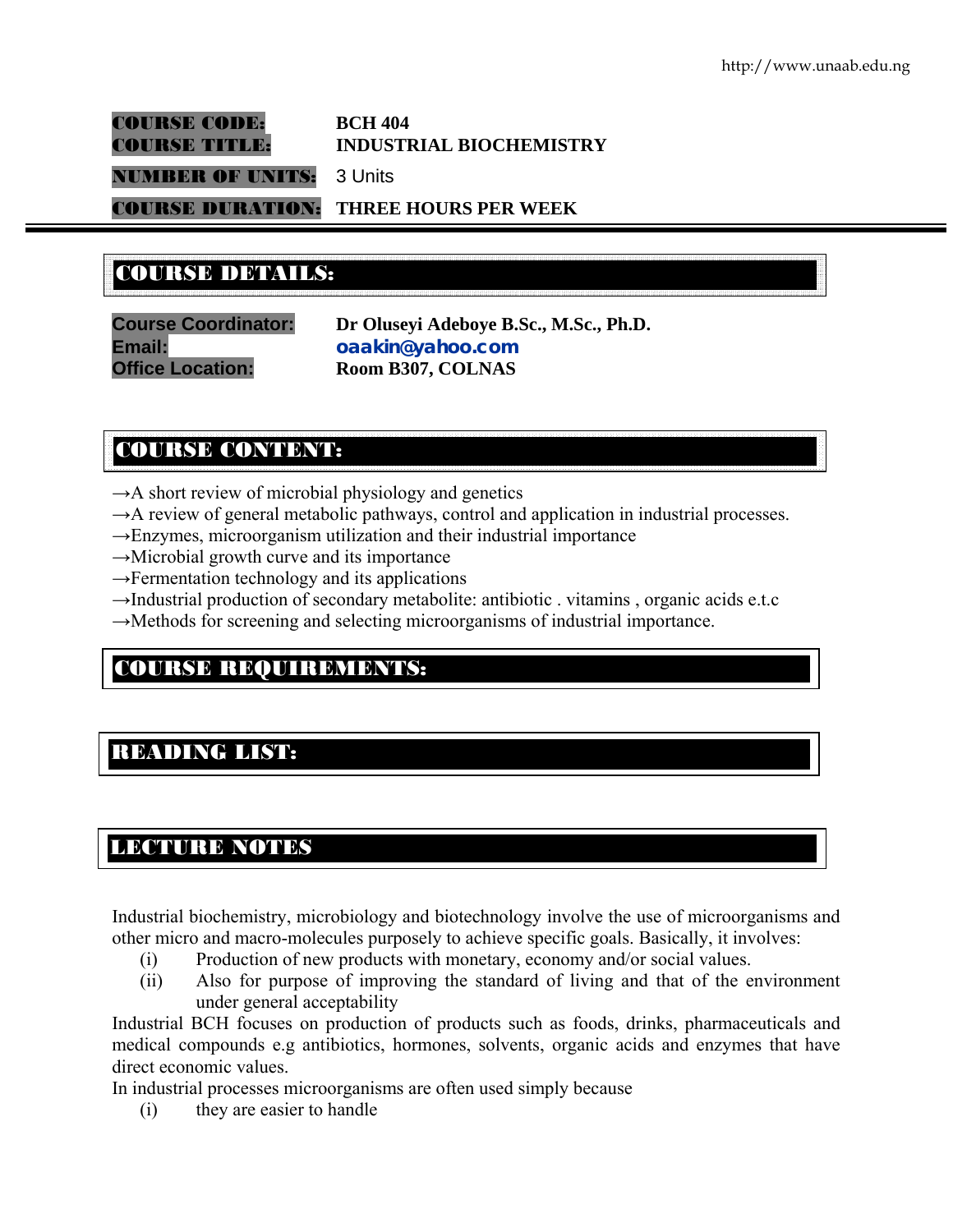**COURSE CODE:** BCH 404
**COURSE TITLE:** INDUSTRIAL BIOCHEMISTRY
**NUMBER OF UNITS:** 3 Units
**COURSE DURATION:** THREE HOURS PER WEEK

## COURSE DETAILS:

**Course Coordinator:** Dr Oluseyi Adeboye B.Sc., M.Sc., Ph.D.
**Email:** oaakin@yahoo.com
**Office Location:** Room B307, COLNAS

## COURSE CONTENT:

→A short review of microbial physiology and genetics
→A review of general metabolic pathways, control and application in industrial processes.
→Enzymes, microorganism utilization and their industrial importance
→Microbial growth curve and its importance
→Fermentation technology and its applications
→Industrial production of secondary metabolite: antibiotic . vitamins , organic acids e.t.c
→Methods for screening and selecting microorganisms of industrial importance.

## COURSE REQUIREMENTS:

## READING LIST:

## LECTURE NOTES

Industrial biochemistry, microbiology and biotechnology involve the use of microorganisms and other micro and macro-molecules purposely to achieve specific goals. Basically, it involves:

(i) Production of new products with monetary, economy and/or social values.
(ii) Also for purpose of improving the standard of living and that of the environment under general acceptability

Industrial BCH focuses on production of products such as foods, drinks, pharmaceuticals and medical compounds e.g antibiotics, hormones, solvents, organic acids and enzymes that have direct economic values.

In industrial processes microorganisms are often used simply because

(i) they are easier to handle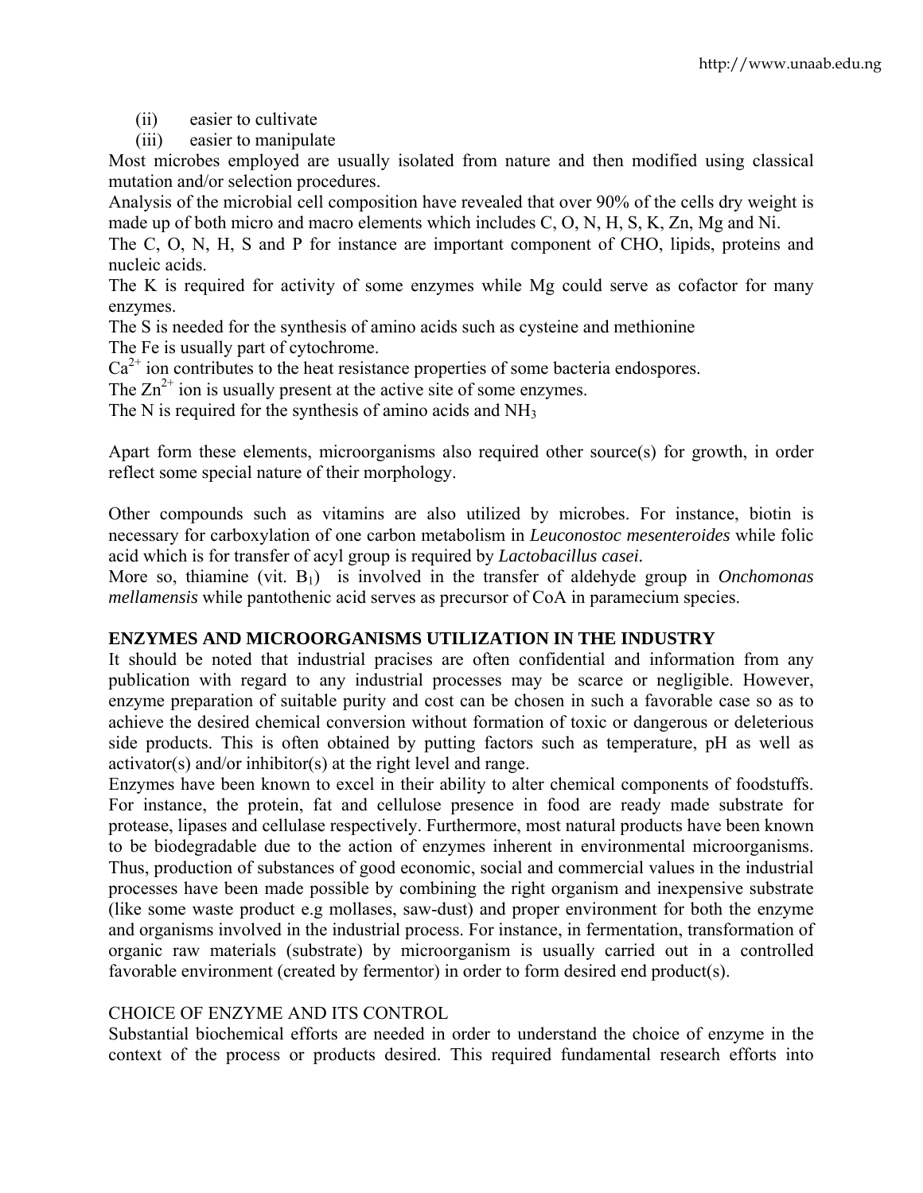(ii) easier to cultivate
(iii) easier to manipulate

Most microbes employed are usually isolated from nature and then modified using classical mutation and/or selection procedures.

Analysis of the microbial cell composition have revealed that over 90% of the cells dry weight is made up of both micro and macro elements which includes C, O, N, H, S, K, Zn, Mg and Ni.

The C, O, N, H, S and P for instance are important component of CHO, lipids, proteins and nucleic acids.

The K is required for activity of some enzymes while Mg could serve as cofactor for many enzymes.

The S is needed for the synthesis of amino acids such as cysteine and methionine

The Fe is usually part of cytochrome.

$Ca^{2+}$ ion contributes to the heat resistance properties of some bacteria endospores.

The $Zn^{2+}$ ion is usually present at the active site of some enzymes.

The N is required for the synthesis of amino acids and $NH_3$

Apart form these elements, microorganisms also required other source(s) for growth, in order reflect some special nature of their morphology.

Other compounds such as vitamins are also utilized by microbes. For instance, biotin is necessary for carboxylation of one carbon metabolism in *Leuconostoc mesenteroides* while folic acid which is for transfer of acyl group is required by *Lactobacillus casei.*

More so, thiamine (vit. $B_1$) is involved in the transfer of aldehyde group in *Onchomonas mellamensis* while pantothenic acid serves as precursor of CoA in paramecium species.

## ENZYMES AND MICROORGANISMS UTILIZATION IN THE INDUSTRY

It should be noted that industrial pracises are often confidential and information from any publication with regard to any industrial processes may be scarce or negligible. However, enzyme preparation of suitable purity and cost can be chosen in such a favorable case so as to achieve the desired chemical conversion without formation of toxic or dangerous or deleterious side products. This is often obtained by putting factors such as temperature, pH as well as activator(s) and/or inhibitor(s) at the right level and range.

Enzymes have been known to excel in their ability to alter chemical components of foodstuffs. For instance, the protein, fat and cellulose presence in food are ready made substrate for protease, lipases and cellulase respectively. Furthermore, most natural products have been known to be biodegradable due to the action of enzymes inherent in environmental microorganisms. Thus, production of substances of good economic, social and commercial values in the industrial processes have been made possible by combining the right organism and inexpensive substrate (like some waste product e.g mollases, saw-dust) and proper environment for both the enzyme and organisms involved in the industrial process. For instance, in fermentation, transformation of organic raw materials (substrate) by microorganism is usually carried out in a controlled favorable environment (created by fermentor) in order to form desired end product(s).

### CHOICE OF ENZYME AND ITS CONTROL

Substantial biochemical efforts are needed in order to understand the choice of enzyme in the context of the process or products desired. This required fundamental research efforts into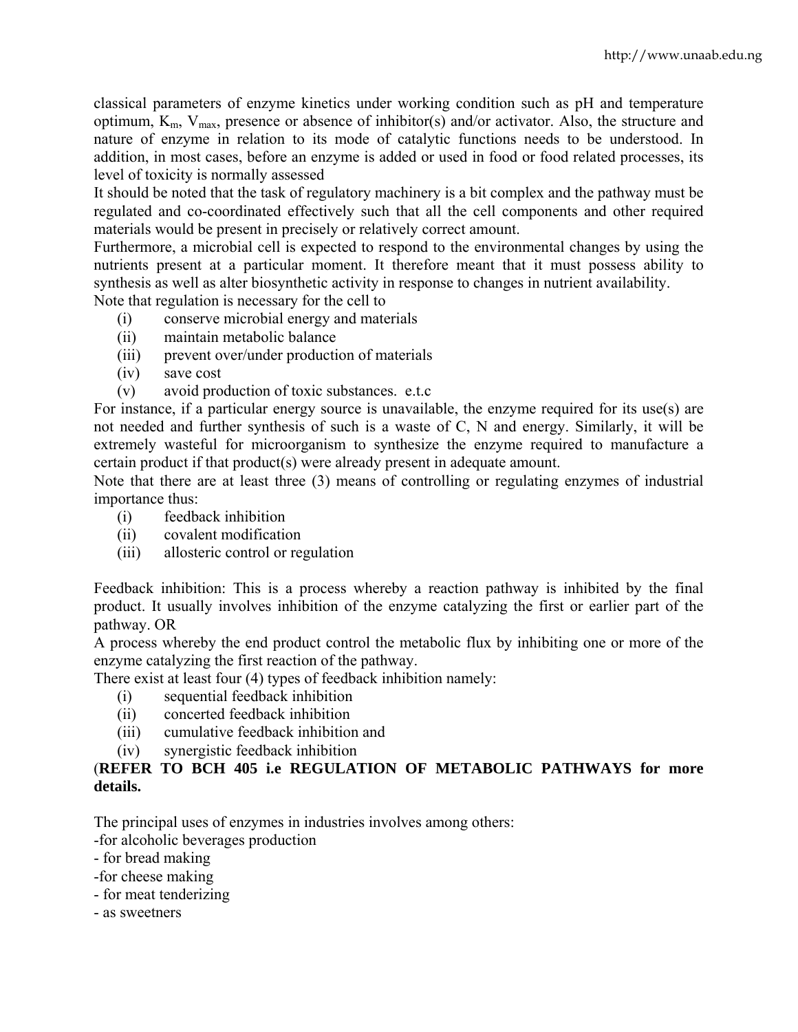classical parameters of enzyme kinetics under working condition such as pH and temperature optimum, $K_m$, $V_{max}$, presence or absence of inhibitor(s) and/or activator. Also, the structure and nature of enzyme in relation to its mode of catalytic functions needs to be understood. In addition, in most cases, before an enzyme is added or used in food or food related processes, its level of toxicity is normally assessed

It should be noted that the task of regulatory machinery is a bit complex and the pathway must be regulated and co-coordinated effectively such that all the cell components and other required materials would be present in precisely or relatively correct amount.

Furthermore, a microbial cell is expected to respond to the environmental changes by using the nutrients present at a particular moment. It therefore meant that it must possess ability to synthesis as well as alter biosynthetic activity in response to changes in nutrient availability.

Note that regulation is necessary for the cell to

(i) conserve microbial energy and materials
(ii) maintain metabolic balance
(iii) prevent over/under production of materials
(iv) save cost
(v) avoid production of toxic substances. e.t.c

For instance, if a particular energy source is unavailable, the enzyme required for its use(s) are not needed and further synthesis of such is a waste of C, N and energy. Similarly, it will be extremely wasteful for microorganism to synthesize the enzyme required to manufacture a certain product if that product(s) were already present in adequate amount.

Note that there are at least three (3) means of controlling or regulating enzymes of industrial importance thus:

(i) feedback inhibition
(ii) covalent modification
(iii) allosteric control or regulation

Feedback inhibition: This is a process whereby a reaction pathway is inhibited by the final product. It usually involves inhibition of the enzyme catalyzing the first or earlier part of the pathway. OR

A process whereby the end product control the metabolic flux by inhibiting one or more of the enzyme catalyzing the first reaction of the pathway.

There exist at least four (4) types of feedback inhibition namely:

(i) sequential feedback inhibition
(ii) concerted feedback inhibition
(iii) cumulative feedback inhibition and
(iv) synergistic feedback inhibition

(**REFER TO BCH 405 i.e REGULATION OF METABOLIC PATHWAYS for more details.**

The principal uses of enzymes in industries involves among others:

-for alcoholic beverages production
- for bread making
-for cheese making
- for meat tenderizing
- as sweetners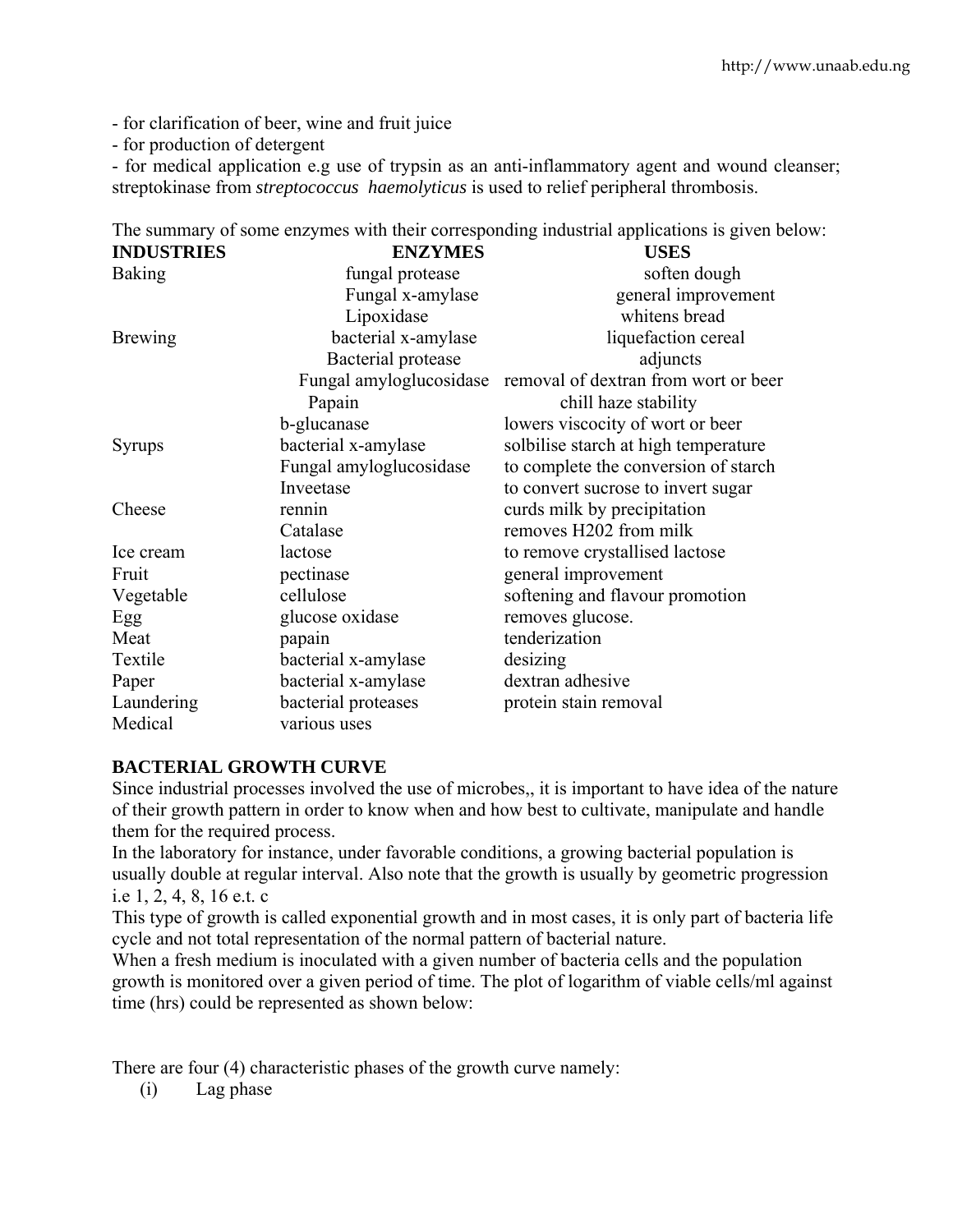- for clarification of beer, wine and fruit juice
- for production of detergent
- for medical application e.g use of trypsin as an anti-inflammatory agent and wound cleanser; streptokinase from *streptococcus haemolyticus* is used to relief peripheral thrombosis.

The summary of some enzymes with their corresponding industrial applications is given below:

| INDUSTRIES | ENZYMES | USES |
|---|---|---|
| Baking | fungal protease | soften dough |
| | Fungal x-amylase | general improvement |
| | Lipoxidase | whitens bread |
| Brewing | bacterial x-amylase | liquefaction cereal |
| | Bacterial protease | adjuncts |
| | Fungal amyloglucosidase | removal of dextran from wort or beer |
| | Papain | chill haze stability |
| | b-glucanase | lowers viscocity of wort or beer |
| Syrups | bacterial x-amylase | solbilise starch at high temperature |
| | Fungal amyloglucosidase | to complete the conversion of starch |
| | Inveetase | to convert sucrose to invert sugar |
| Cheese | rennin | curds milk by precipitation |
| | Catalase | removes H202 from milk |
| Ice cream | lactose | to remove crystallised lactose |
| Fruit | pectinase | general improvement |
| Vegetable | cellulose | softening and flavour promotion |
| Egg | glucose oxidase | removes glucose. |
| Meat | papain | tenderization |
| Textile | bacterial x-amylase | desizing |
| Paper | bacterial x-amylase | dextran adhesive |
| Laundering | bacterial proteases | protein stain removal |
| Medical | various uses | |

**BACTERIAL GROWTH CURVE**

Since industrial processes involved the use of microbes,, it is important to have idea of the nature of their growth pattern in order to know when and how best to cultivate, manipulate and handle them for the required process.

In the laboratory for instance, under favorable conditions, a growing bacterial population is usually double at regular interval. Also note that the growth is usually by geometric progression i.e 1, 2, 4, 8, 16 e.t. c

This type of growth is called exponential growth and in most cases, it is only part of bacteria life cycle and not total representation of the normal pattern of bacterial nature.

When a fresh medium is inoculated with a given number of bacteria cells and the population growth is monitored over a given period of time. The plot of logarithm of viable cells/ml against time (hrs) could be represented as shown below:

There are four (4) characteristic phases of the growth curve namely:

(i) Lag phase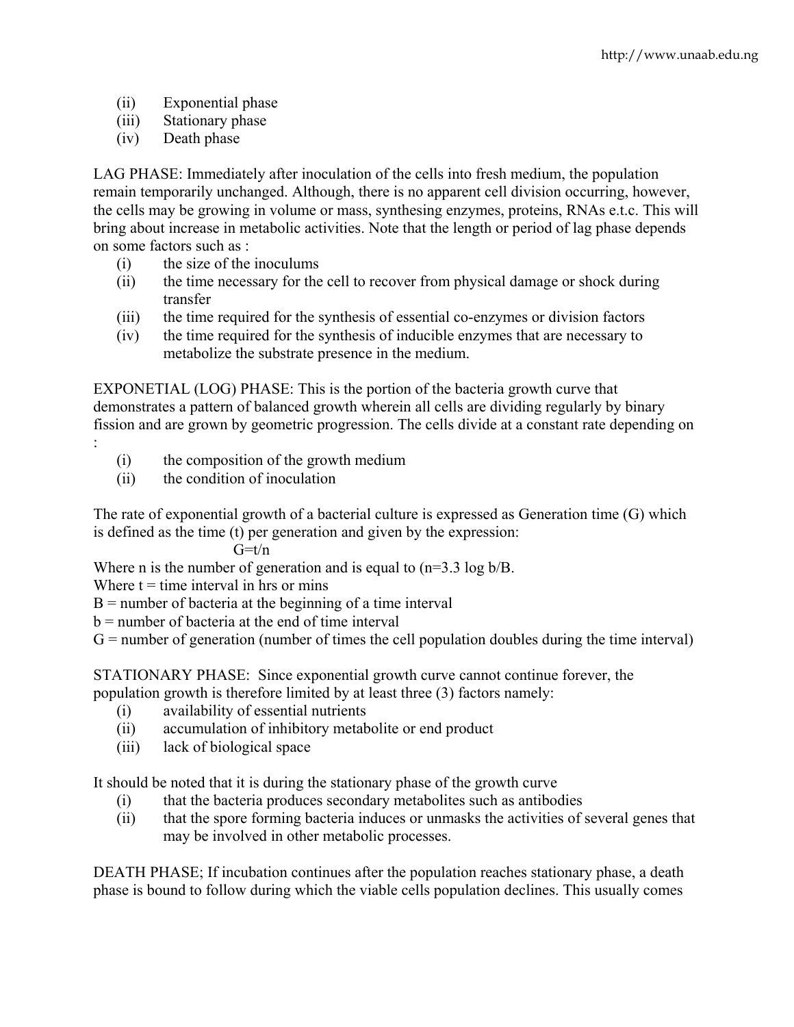(ii) Exponential phase
(iii) Stationary phase
(iv) Death phase

LAG PHASE: Immediately after inoculation of the cells into fresh medium, the population remain temporarily unchanged. Although, there is no apparent cell division occurring, however, the cells may be growing in volume or mass, synthesing enzymes, proteins, RNAs e.t.c. This will bring about increase in metabolic activities. Note that the length or period of lag phase depends on some factors such as :

(i) the size of the inoculums
(ii) the time necessary for the cell to recover from physical damage or shock during transfer
(iii) the time required for the synthesis of essential co-enzymes or division factors
(iv) the time required for the synthesis of inducible enzymes that are necessary to metabolize the substrate presence in the medium.

EXPONETIAL (LOG) PHASE: This is the portion of the bacteria growth curve that demonstrates a pattern of balanced growth wherein all cells are dividing regularly by binary fission and are grown by geometric progression. The cells divide at a constant rate depending on :

(i) the composition of the growth medium
(ii) the condition of inoculation

The rate of exponential growth of a bacterial culture is expressed as Generation time (G) which is defined as the time (t) per generation and given by the expression:

$$G=t/n$$

Where n is the number of generation and is equal to ($n=3.3 \log b/B$.
Where t = time interval in hrs or mins
B = number of bacteria at the beginning of a time interval
b = number of bacteria at the end of time interval
G = number of generation (number of times the cell population doubles during the time interval)

STATIONARY PHASE: Since exponential growth curve cannot continue forever, the population growth is therefore limited by at least three (3) factors namely:

(i) availability of essential nutrients
(ii) accumulation of inhibitory metabolite or end product
(iii) lack of biological space

It should be noted that it is during the stationary phase of the growth curve

(i) that the bacteria produces secondary metabolites such as antibodies
(ii) that the spore forming bacteria induces or unmasks the activities of several genes that may be involved in other metabolic processes.

DEATH PHASE; If incubation continues after the population reaches stationary phase, a death phase is bound to follow during which the viable cells population declines. This usually comes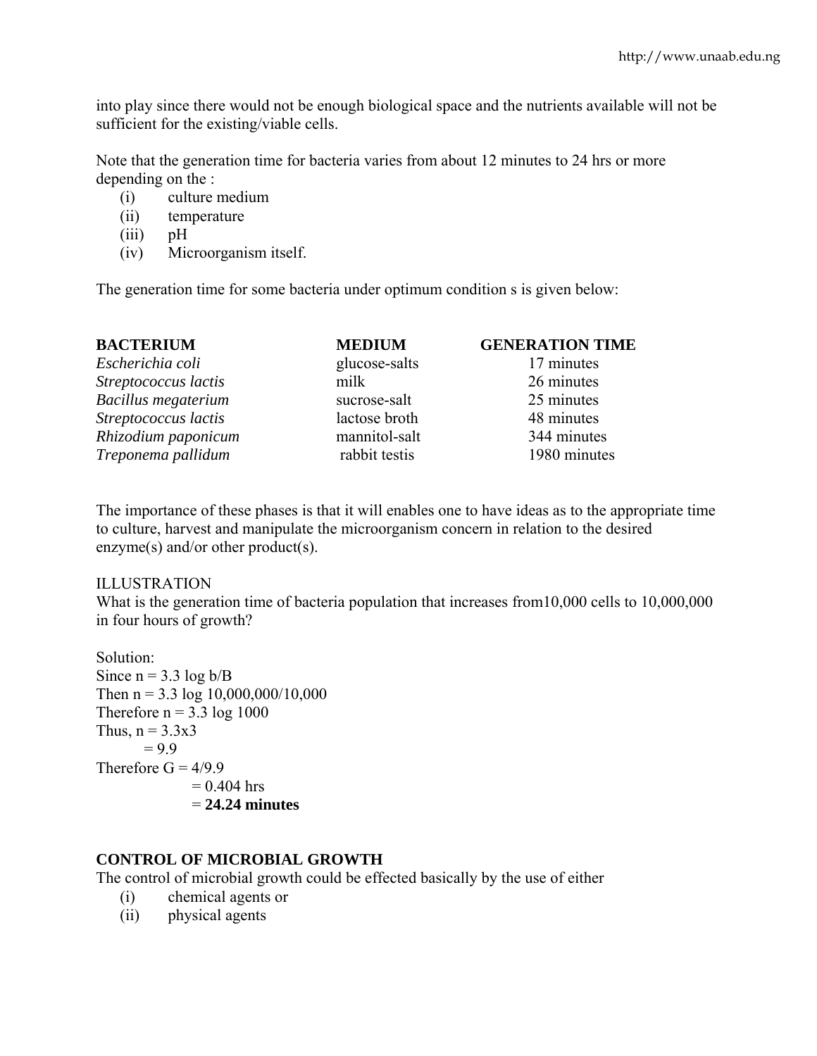into play since there would not be enough biological space and the nutrients available will not be sufficient for the existing/viable cells.

Note that the generation time for bacteria varies from about 12 minutes to 24 hrs or more depending on the :

(i) culture medium
(ii) temperature
(iii) pH
(iv) Microorganism itself.

The generation time for some bacteria under optimum condition s is given below:

| BACTERIUM | MEDIUM | GENERATION TIME |
|---|---|---|
| *Escherichia coli* | glucose-salts | 17 minutes |
| *Streptococcus lactis* | milk | 26 minutes |
| *Bacillus megaterium* | sucrose-salt | 25 minutes |
| *Streptococcus lactis* | lactose broth | 48 minutes |
| *Rhizodium paponicum* | mannitol-salt | 344 minutes |
| *Treponema pallidum* | rabbit testis | 1980 minutes |

The importance of these phases is that it will enables one to have ideas as to the appropriate time to culture, harvest and manipulate the microorganism concern in relation to the desired enzyme(s) and/or other product(s).

ILLUSTRATION

What is the generation time of bacteria population that increases from10,000 cells to 10,000,000 in four hours of growth?

Solution:

Since $n = 3.3 \log b/B$

Then $n = 3.3 \log 10{,}000{,}000/10{,}000$

Therefore $n = 3.3 \log 1000$

Thus, $n = 3.3 \times 3$

$= 9.9$

Therefore $G = 4/9.9$

$= 0.404$ hrs

= **24.24 minutes**

**CONTROL OF MICROBIAL GROWTH**

The control of microbial growth could be effected basically by the use of either

(i) chemical agents or
(ii) physical agents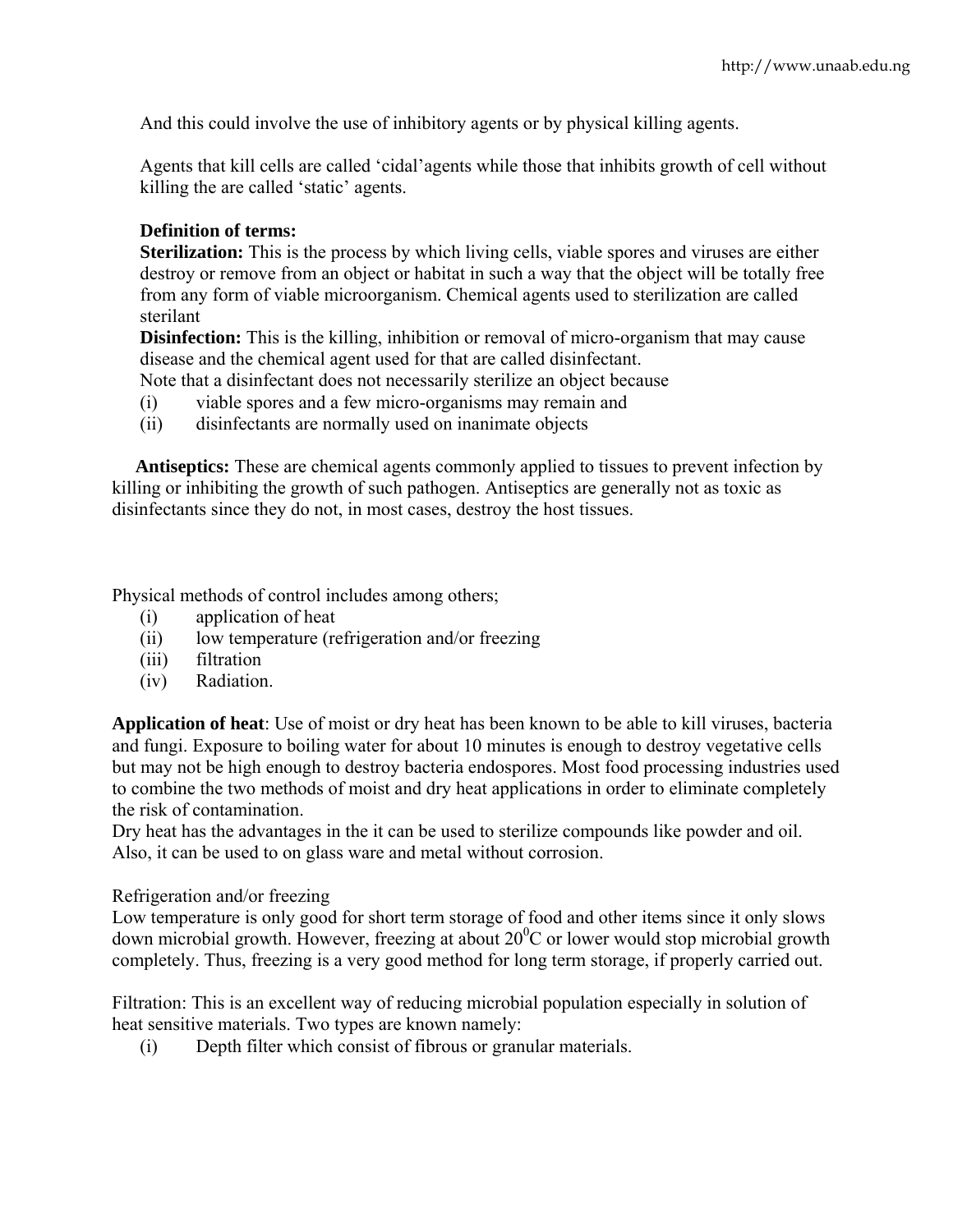And this could involve the use of inhibitory agents or by physical killing agents.

Agents that kill cells are called 'cidal'agents while those that inhibits growth of cell without killing the are called 'static' agents.

**Definition of terms:**

**Sterilization:** This is the process by which living cells, viable spores and viruses are either destroy or remove from an object or habitat in such a way that the object will be totally free from any form of viable microorganism. Chemical agents used to sterilization are called sterilant

**Disinfection:** This is the killing, inhibition or removal of micro-organism that may cause disease and the chemical agent used for that are called disinfectant.

Note that a disinfectant does not necessarily sterilize an object because

(i) viable spores and a few micro-organisms may remain and
(ii) disinfectants are normally used on inanimate objects

**Antiseptics:** These are chemical agents commonly applied to tissues to prevent infection by killing or inhibiting the growth of such pathogen. Antiseptics are generally not as toxic as disinfectants since they do not, in most cases, destroy the host tissues.

Physical methods of control includes among others;

(i) application of heat
(ii) low temperature (refrigeration and/or freezing
(iii) filtration
(iv) Radiation.

**Application of heat**: Use of moist or dry heat has been known to be able to kill viruses, bacteria and fungi. Exposure to boiling water for about 10 minutes is enough to destroy vegetative cells but may not be high enough to destroy bacteria endospores. Most food processing industries used to combine the two methods of moist and dry heat applications in order to eliminate completely the risk of contamination.

Dry heat has the advantages in the it can be used to sterilize compounds like powder and oil. Also, it can be used to on glass ware and metal without corrosion.

Refrigeration and/or freezing

Low temperature is only good for short term storage of food and other items since it only slows down microbial growth. However, freezing at about $20^0$C or lower would stop microbial growth completely. Thus, freezing is a very good method for long term storage, if properly carried out.

Filtration: This is an excellent way of reducing microbial population especially in solution of heat sensitive materials. Two types are known namely:

(i) Depth filter which consist of fibrous or granular materials.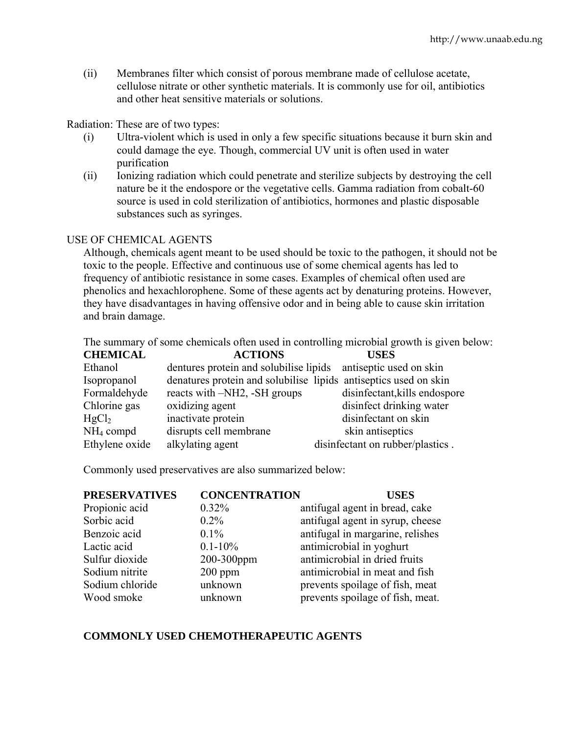(ii) Membranes filter which consist of porous membrane made of cellulose acetate, cellulose nitrate or other synthetic materials. It is commonly use for oil, antibiotics and other heat sensitive materials or solutions.

Radiation: These are of two types:

(i) Ultra-violent which is used in only a few specific situations because it burn skin and could damage the eye. Though, commercial UV unit is often used in water purification

(ii) Ionizing radiation which could penetrate and sterilize subjects by destroying the cell nature be it the endospore or the vegetative cells. Gamma radiation from cobalt-60 source is used in cold sterilization of antibiotics, hormones and plastic disposable substances such as syringes.

USE OF CHEMICAL AGENTS

Although, chemicals agent meant to be used should be toxic to the pathogen, it should not be toxic to the people. Effective and continuous use of some chemical agents has led to frequency of antibiotic resistance in some cases. Examples of chemical often used are phenolics and hexachlorophene. Some of these agents act by denaturing proteins. However, they have disadvantages in having offensive odor and in being able to cause skin irritation and brain damage.

The summary of some chemicals often used in controlling microbial growth is given below:

| CHEMICAL | ACTIONS | USES |
|---|---|---|
| Ethanol | dentures protein and solubilise lipids | antiseptic used on skin |
| Isopropanol | denatures protein and solubilise lipids | antiseptics used on skin |
| Formaldehyde | reacts with –NH2, -SH groups | disinfectant,kills endospore |
| Chlorine gas | oxidizing agent | disinfect drinking water |
| $HgCl_2$ | inactivate protein | disinfectant on skin |
| $NH_4$ compd | disrupts cell membrane | skin antiseptics |
| Ethylene oxide | alkylating agent | disinfectant on rubber/plastics . |

Commonly used preservatives are also summarized below:

| PRESERVATIVES | CONCENTRATION | USES |
|---|---|---|
| Propionic acid | 0.32% | antifugal agent in bread, cake |
| Sorbic acid | 0.2% | antifugal agent in syrup, cheese |
| Benzoic acid | 0.1% | antifugal in margarine, relishes |
| Lactic acid | 0.1-10% | antimicrobial in yoghurt |
| Sulfur dioxide | 200-300ppm | antimicrobial in dried fruits |
| Sodium nitrite | 200 ppm | antimicrobial in meat and fish |
| Sodium chloride | unknown | prevents spoilage of fish, meat |
| Wood smoke | unknown | prevents spoilage of fish, meat. |

**COMMONLY USED CHEMOTHERAPEUTIC AGENTS**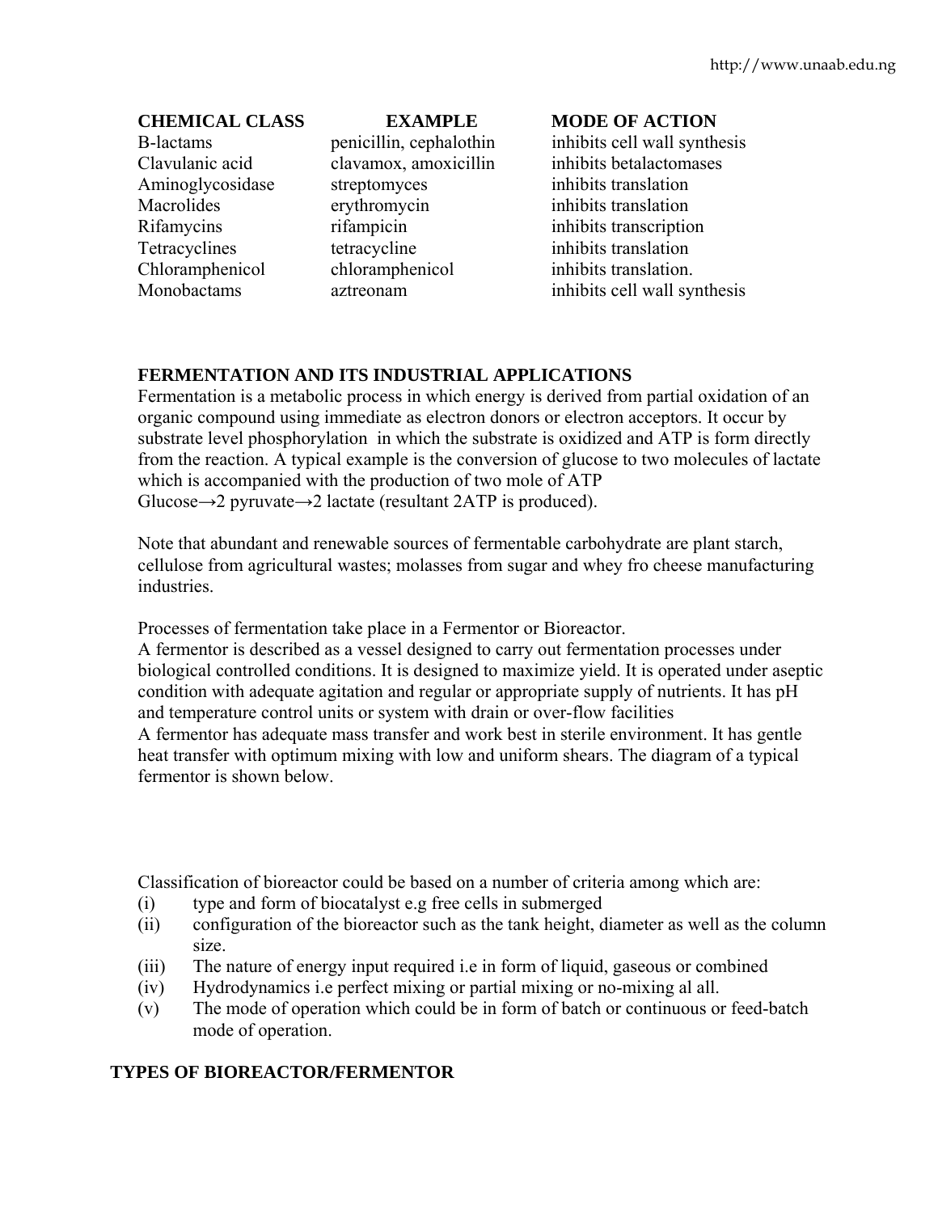| CHEMICAL CLASS | EXAMPLE | MODE OF ACTION |
| --- | --- | --- |
| B-lactams | penicillin, cephalothin | inhibits cell wall synthesis |
| Clavulanic acid | clavamox, amoxicillin | inhibits betalactomases |
| Aminoglycosidase | streptomyces | inhibits translation |
| Macrolides | erythromycin | inhibits translation |
| Rifamycins | rifampicin | inhibits transcription |
| Tetracyclines | tetracycline | inhibits translation |
| Chloramphenicol | chloramphenicol | inhibits translation. |
| Monobactams | aztreonam | inhibits cell wall synthesis |

## FERMENTATION AND ITS INDUSTRIAL APPLICATIONS

Fermentation is a metabolic process in which energy is derived from partial oxidation of an organic compound using immediate as electron donors or electron acceptors. It occur by substrate level phosphorylation in which the substrate is oxidized and ATP is form directly from the reaction. A typical example is the conversion of glucose to two molecules of lactate which is accompanied with the production of two mole of ATP

Glucose→2 pyruvate→2 lactate (resultant 2ATP is produced).

Note that abundant and renewable sources of fermentable carbohydrate are plant starch, cellulose from agricultural wastes; molasses from sugar and whey fro cheese manufacturing industries.

Processes of fermentation take place in a Fermentor or Bioreactor.

A fermentor is described as a vessel designed to carry out fermentation processes under biological controlled conditions. It is designed to maximize yield. It is operated under aseptic condition with adequate agitation and regular or appropriate supply of nutrients. It has pH and temperature control units or system with drain or over-flow facilities

A fermentor has adequate mass transfer and work best in sterile environment. It has gentle heat transfer with optimum mixing with low and uniform shears. The diagram of a typical fermentor is shown below.

Classification of bioreactor could be based on a number of criteria among which are:

(i) type and form of biocatalyst e.g free cells in submerged
(ii) configuration of the bioreactor such as the tank height, diameter as well as the column size.
(iii) The nature of energy input required i.e in form of liquid, gaseous or combined
(iv) Hydrodynamics i.e perfect mixing or partial mixing or no-mixing al all.
(v) The mode of operation which could be in form of batch or continuous or feed-batch mode of operation.

## TYPES OF BIOREACTOR/FERMENTOR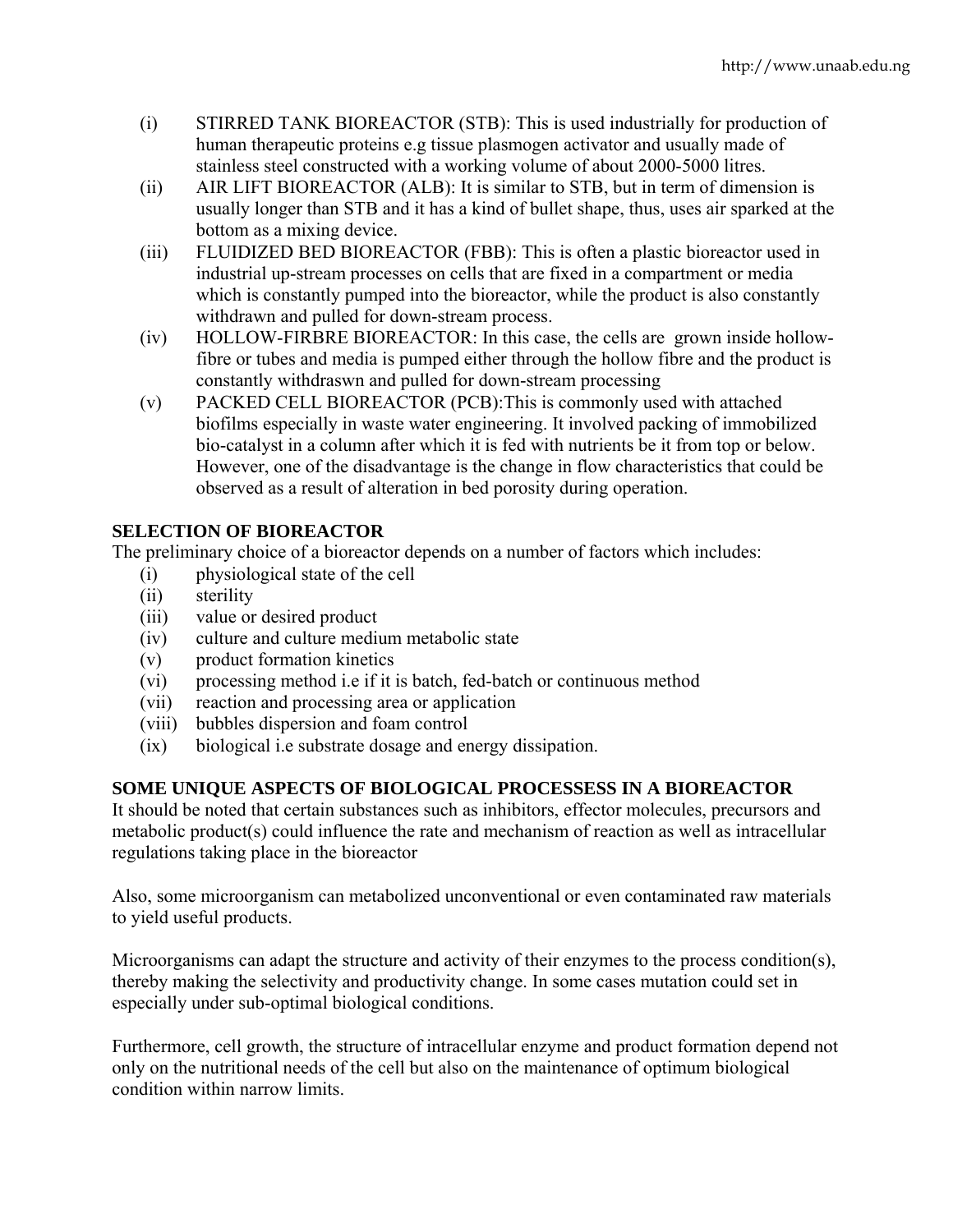(i) STIRRED TANK BIOREACTOR (STB): This is used industrially for production of human therapeutic proteins e.g tissue plasmogen activator and usually made of stainless steel constructed with a working volume of about 2000-5000 litres.

(ii) AIR LIFT BIOREACTOR (ALB): It is similar to STB, but in term of dimension is usually longer than STB and it has a kind of bullet shape, thus, uses air sparked at the bottom as a mixing device.

(iii) FLUIDIZED BED BIOREACTOR (FBB): This is often a plastic bioreactor used in industrial up-stream processes on cells that are fixed in a compartment or media which is constantly pumped into the bioreactor, while the product is also constantly withdrawn and pulled for down-stream process.

(iv) HOLLOW-FIRBRE BIOREACTOR: In this case, the cells are grown inside hollow-fibre or tubes and media is pumped either through the hollow fibre and the product is constantly withdraswn and pulled for down-stream processing

(v) PACKED CELL BIOREACTOR (PCB):This is commonly used with attached biofilms especially in waste water engineering. It involved packing of immobilized bio-catalyst in a column after which it is fed with nutrients be it from top or below. However, one of the disadvantage is the change in flow characteristics that could be observed as a result of alteration in bed porosity during operation.

**SELECTION OF BIOREACTOR**

The preliminary choice of a bioreactor depends on a number of factors which includes:

(i) physiological state of the cell
(ii) sterility
(iii) value or desired product
(iv) culture and culture medium metabolic state
(v) product formation kinetics
(vi) processing method i.e if it is batch, fed-batch or continuous method
(vii) reaction and processing area or application
(viii) bubbles dispersion and foam control
(ix) biological i.e substrate dosage and energy dissipation.

**SOME UNIQUE ASPECTS OF BIOLOGICAL PROCESSESS IN A BIOREACTOR**

It should be noted that certain substances such as inhibitors, effector molecules, precursors and metabolic product(s) could influence the rate and mechanism of reaction as well as intracellular regulations taking place in the bioreactor

Also, some microorganism can metabolized unconventional or even contaminated raw materials to yield useful products.

Microorganisms can adapt the structure and activity of their enzymes to the process condition(s), thereby making the selectivity and productivity change. In some cases mutation could set in especially under sub-optimal biological conditions.

Furthermore, cell growth, the structure of intracellular enzyme and product formation depend not only on the nutritional needs of the cell but also on the maintenance of optimum biological condition within narrow limits.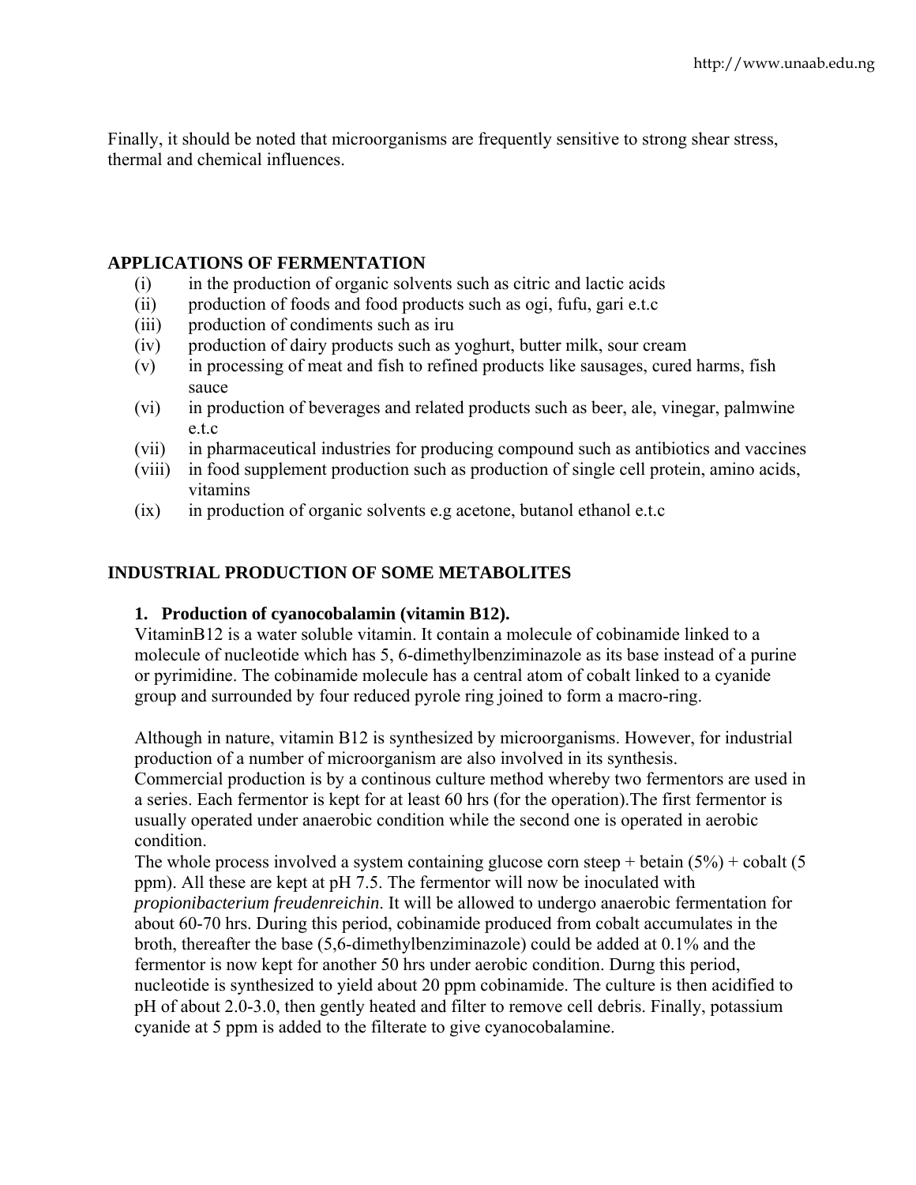Finally, it should be noted that microorganisms are frequently sensitive to strong shear stress, thermal and chemical influences.

## APPLICATIONS OF FERMENTATION

(i) in the production of organic solvents such as citric and lactic acids
(ii) production of foods and food products such as ogi, fufu, gari e.t.c
(iii) production of condiments such as iru
(iv) production of dairy products such as yoghurt, butter milk, sour cream
(v) in processing of meat and fish to refined products like sausages, cured harms, fish sauce
(vi) in production of beverages and related products such as beer, ale, vinegar, palmwine e.t.c
(vii) in pharmaceutical industries for producing compound such as antibiotics and vaccines
(viii) in food supplement production such as production of single cell protein, amino acids, vitamins
(ix) in production of organic solvents e.g acetone, butanol ethanol e.t.c

## INDUSTRIAL PRODUCTION OF SOME METABOLITES

### 1. Production of cyanocobalamin (vitamin B12).

VitaminB12 is a water soluble vitamin. It contain a molecule of cobinamide linked to a molecule of nucleotide which has 5, 6-dimethylbenziminazole as its base instead of a purine or pyrimidine. The cobinamide molecule has a central atom of cobalt linked to a cyanide group and surrounded by four reduced pyrole ring joined to form a macro-ring.

Although in nature, vitamin B12 is synthesized by microorganisms. However, for industrial production of a number of microorganism are also involved in its synthesis.
Commercial production is by a continous culture method whereby two fermentors are used in a series. Each fermentor is kept for at least 60 hrs (for the operation).The first fermentor is usually operated under anaerobic condition while the second one is operated in aerobic condition.
The whole process involved a system containing glucose corn steep + betain (5%) + cobalt (5 ppm). All these are kept at pH 7.5. The fermentor will now be inoculated with *propionibacterium freudenreichin*. It will be allowed to undergo anaerobic fermentation for about 60-70 hrs. During this period, cobinamide produced from cobalt accumulates in the broth, thereafter the base (5,6-dimethylbenziminazole) could be added at 0.1% and the fermentor is now kept for another 50 hrs under aerobic condition. Durng this period, nucleotide is synthesized to yield about 20 ppm cobinamide. The culture is then acidified to pH of about 2.0-3.0, then gently heated and filter to remove cell debris. Finally, potassium cyanide at 5 ppm is added to the filterate to give cyanocobalamine.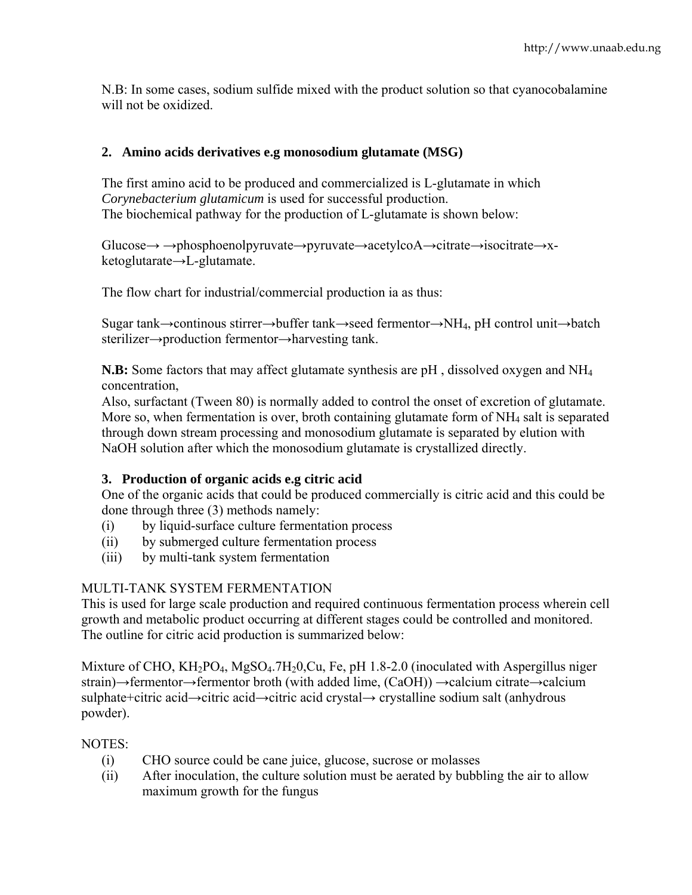N.B: In some cases, sodium sulfide mixed with the product solution so that cyanocobalamine will not be oxidized.

## 2. Amino acids derivatives e.g monosodium glutamate (MSG)

The first amino acid to be produced and commercialized is L-glutamate in which *Corynebacterium glutamicum* is used for successful production.
The biochemical pathway for the production of L-glutamate is shown below:

Glucose→ →phosphoenolpyruvate→pyruvate→acetylcoA→citrate→isocitrate→x-ketoglutarate→L-glutamate.

The flow chart for industrial/commercial production ia as thus:

Sugar tank→continous stirrer→buffer tank→seed fermentor→$NH_4$, pH control unit→batch sterilizer→production fermentor→harvesting tank.

**N.B:** Some factors that may affect glutamate synthesis are pH , dissolved oxygen and $NH_4$ concentration,
Also, surfactant (Tween 80) is normally added to control the onset of excretion of glutamate. More so, when fermentation is over, broth containing glutamate form of $NH_4$ salt is separated through down stream processing and monosodium glutamate is separated by elution with NaOH solution after which the monosodium glutamate is crystallized directly.

## 3. Production of organic acids e.g citric acid

One of the organic acids that could be produced commercially is citric acid and this could be done through three (3) methods namely:

(i) by liquid-surface culture fermentation process
(ii) by submerged culture fermentation process
(iii) by multi-tank system fermentation

MULTI-TANK SYSTEM FERMENTATION

This is used for large scale production and required continuous fermentation process wherein cell growth and metabolic product occurring at different stages could be controlled and monitored. The outline for citric acid production is summarized below:

Mixture of CHO, $KH_2PO_4$, $MgSO_4.7H_20$,Cu, Fe, pH 1.8-2.0 (inoculated with Aspergillus niger strain)→fermentor→fermentor broth (with added lime, (CaOH)) →calcium citrate→calcium sulphate+citric acid→citric acid→citric acid crystal→ crystalline sodium salt (anhydrous powder).

NOTES:

(i) CHO source could be cane juice, glucose, sucrose or molasses
(ii) After inoculation, the culture solution must be aerated by bubbling the air to allow maximum growth for the fungus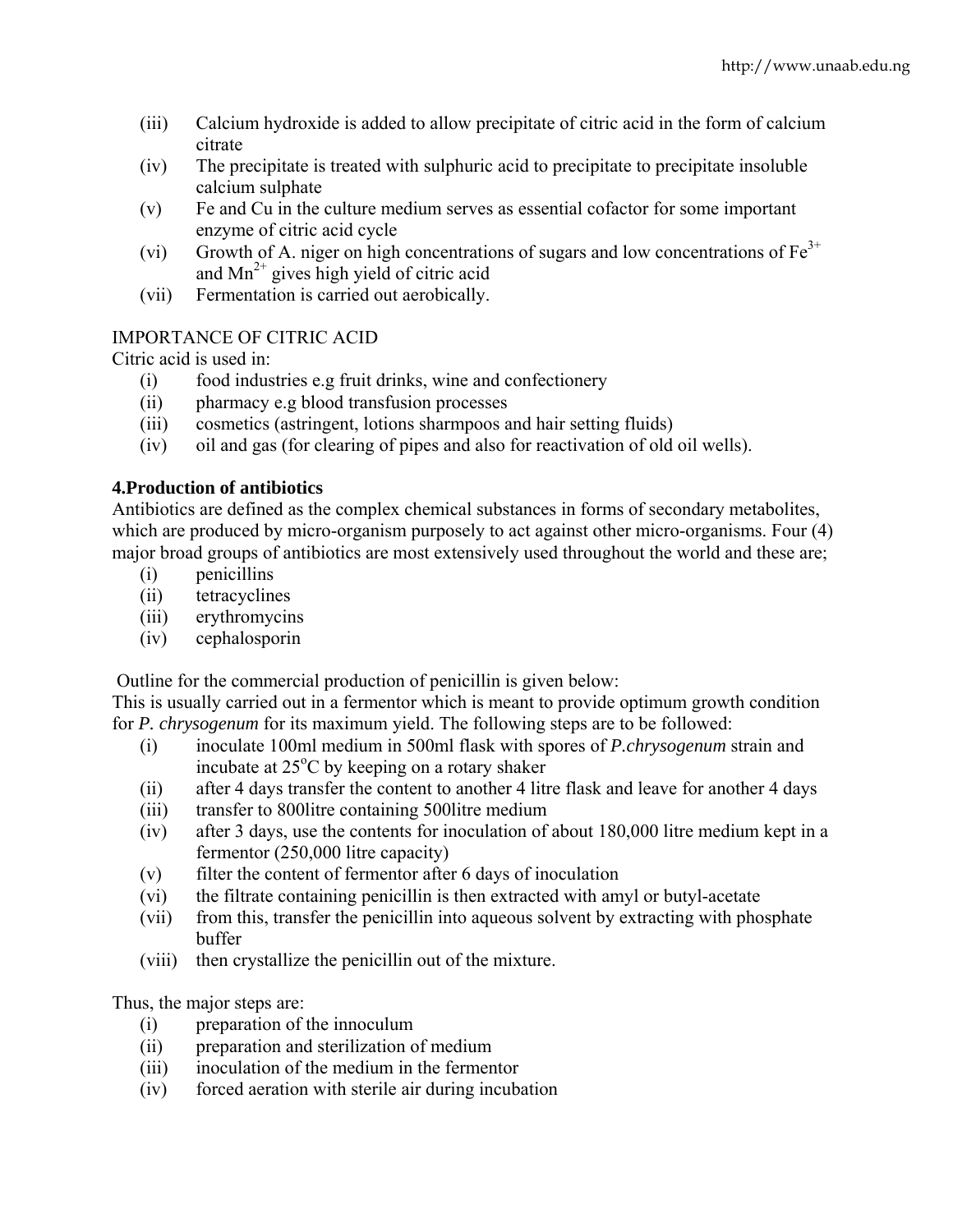(iii) Calcium hydroxide is added to allow precipitate of citric acid in the form of calcium citrate

(iv) The precipitate is treated with sulphuric acid to precipitate to precipitate insoluble calcium sulphate

(v) Fe and Cu in the culture medium serves as essential cofactor for some important enzyme of citric acid cycle

(vi) Growth of A. niger on high concentrations of sugars and low concentrations of $Fe^{3+}$ and $Mn^{2+}$ gives high yield of citric acid

(vii) Fermentation is carried out aerobically.

IMPORTANCE OF CITRIC ACID

Citric acid is used in:

(i) food industries e.g fruit drinks, wine and confectionery

(ii) pharmacy e.g blood transfusion processes

(iii) cosmetics (astringent, lotions sharmpoos and hair setting fluids)

(iv) oil and gas (for clearing of pipes and also for reactivation of old oil wells).

**4.Production of antibiotics**

Antibiotics are defined as the complex chemical substances in forms of secondary metabolites, which are produced by micro-organism purposely to act against other micro-organisms. Four (4) major broad groups of antibiotics are most extensively used throughout the world and these are;

(i) penicillins

(ii) tetracyclines

(iii) erythromycins

(iv) cephalosporin

Outline for the commercial production of penicillin is given below:

This is usually carried out in a fermentor which is meant to provide optimum growth condition for *P. chrysogenum* for its maximum yield. The following steps are to be followed:

(i) inoculate 100ml medium in 500ml flask with spores of *P.chrysogenum* strain and incubate at 25$^{o}$C by keeping on a rotary shaker

(ii) after 4 days transfer the content to another 4 litre flask and leave for another 4 days

(iii) transfer to 800litre containing 500litre medium

(iv) after 3 days, use the contents for inoculation of about 180,000 litre medium kept in a fermentor (250,000 litre capacity)

(v) filter the content of fermentor after 6 days of inoculation

(vi) the filtrate containing penicillin is then extracted with amyl or butyl-acetate

(vii) from this, transfer the penicillin into aqueous solvent by extracting with phosphate buffer

(viii) then crystallize the penicillin out of the mixture.

Thus, the major steps are:

(i) preparation of the innoculum

(ii) preparation and sterilization of medium

(iii) inoculation of the medium in the fermentor

(iv) forced aeration with sterile air during incubation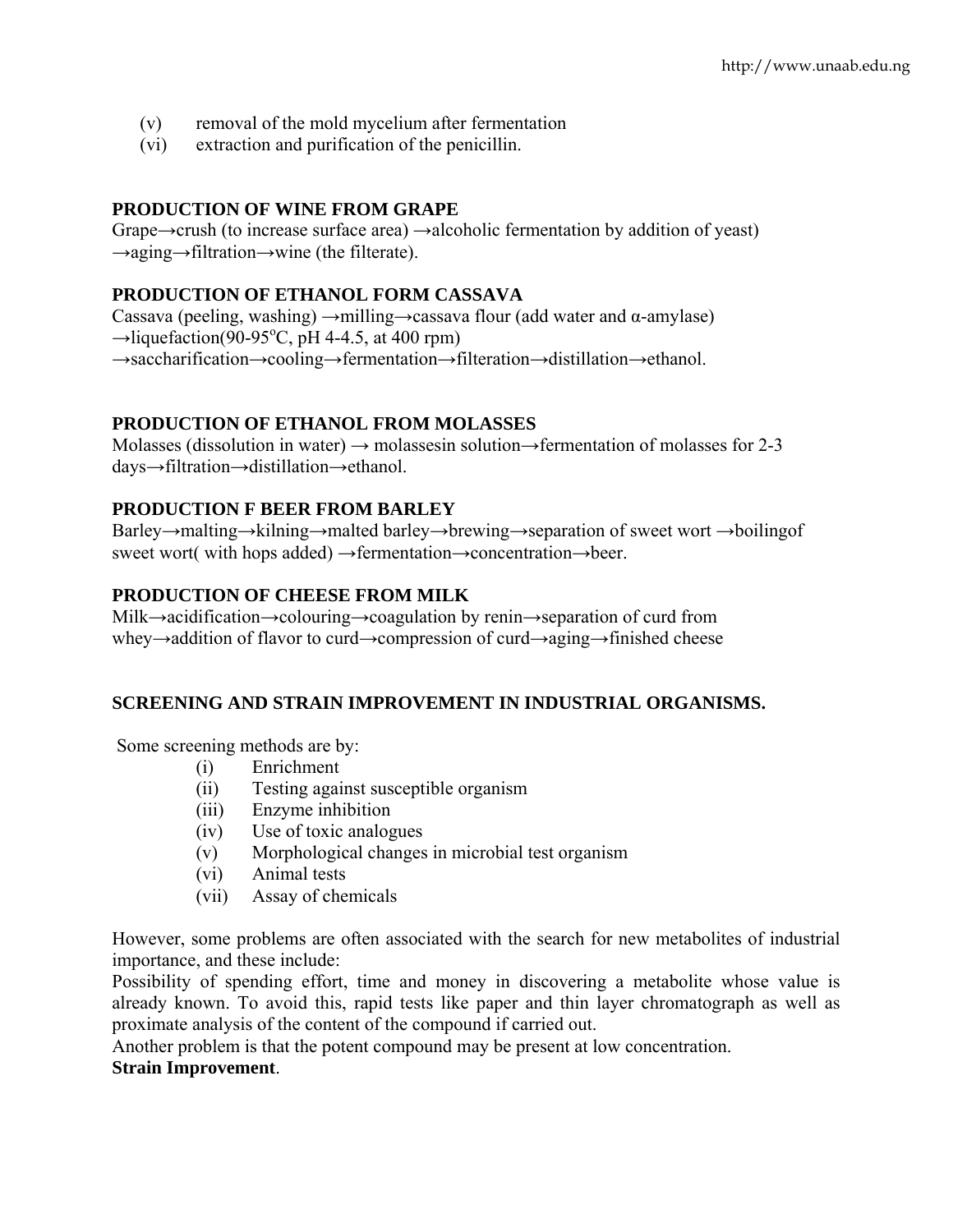(v) removal of the mold mycelium after fermentation

(vi) extraction and purification of the penicillin.

**PRODUCTION OF WINE FROM GRAPE**

Grape→crush (to increase surface area) →alcoholic fermentation by addition of yeast) →aging→filtration→wine (the filterate).

**PRODUCTION OF ETHANOL FORM CASSAVA**

Cassava (peeling, washing) →milling→cassava flour (add water and α-amylase) →liquefaction(90-95$^{o}$C, pH 4-4.5, at 400 rpm) →saccharification→cooling→fermentation→filteration→distillation→ethanol.

**PRODUCTION OF ETHANOL FROM MOLASSES**

Molasses (dissolution in water) → molassesin solution→fermentation of molasses for 2-3 days→filtration→distillation→ethanol.

**PRODUCTION F BEER FROM BARLEY**

Barley→malting→kilning→malted barley→brewing→separation of sweet wort →boilingof sweet wort( with hops added) →fermentation→concentration→beer.

**PRODUCTION OF CHEESE FROM MILK**

Milk→acidification→colouring→coagulation by renin→separation of curd from whey→addition of flavor to curd→compression of curd→aging→finished cheese

**SCREENING AND STRAIN IMPROVEMENT IN INDUSTRIAL ORGANISMS.**

Some screening methods are by:

(i) Enrichment

(ii) Testing against susceptible organism

(iii) Enzyme inhibition

(iv) Use of toxic analogues

(v) Morphological changes in microbial test organism

(vi) Animal tests

(vii) Assay of chemicals

However, some problems are often associated with the search for new metabolites of industrial importance, and these include:

Possibility of spending effort, time and money in discovering a metabolite whose value is already known. To avoid this, rapid tests like paper and thin layer chromatograph as well as proximate analysis of the content of the compound if carried out.

Another problem is that the potent compound may be present at low concentration.

**Strain Improvement**.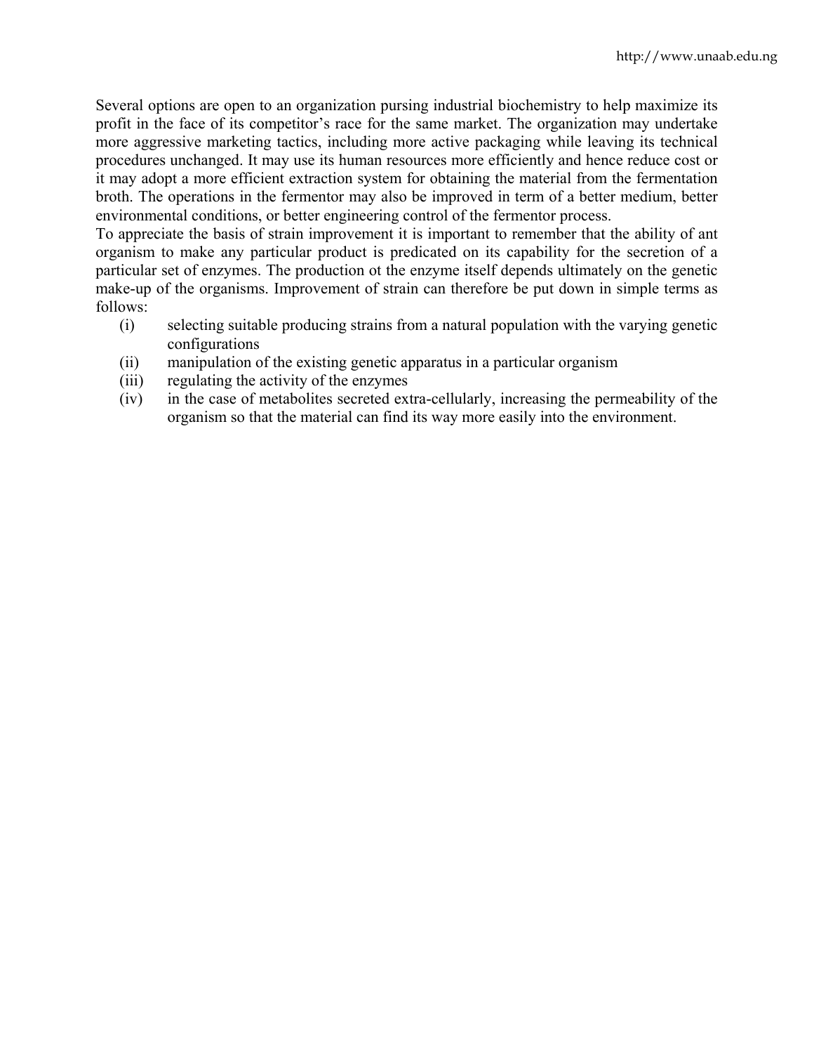Several options are open to an organization pursing industrial biochemistry to help maximize its profit in the face of its competitor's race for the same market. The organization may undertake more aggressive marketing tactics, including more active packaging while leaving its technical procedures unchanged. It may use its human resources more efficiently and hence reduce cost or it may adopt a more efficient extraction system for obtaining the material from the fermentation broth. The operations in the fermentor may also be improved in term of a better medium, better environmental conditions, or better engineering control of the fermentor process.

To appreciate the basis of strain improvement it is important to remember that the ability of ant organism to make any particular product is predicated on its capability for the secretion of a particular set of enzymes. The production ot the enzyme itself depends ultimately on the genetic make-up of the organisms. Improvement of strain can therefore be put down in simple terms as follows:

(i) selecting suitable producing strains from a natural population with the varying genetic configurations
(ii) manipulation of the existing genetic apparatus in a particular organism
(iii) regulating the activity of the enzymes
(iv) in the case of metabolites secreted extra-cellularly, increasing the permeability of the organism so that the material can find its way more easily into the environment.